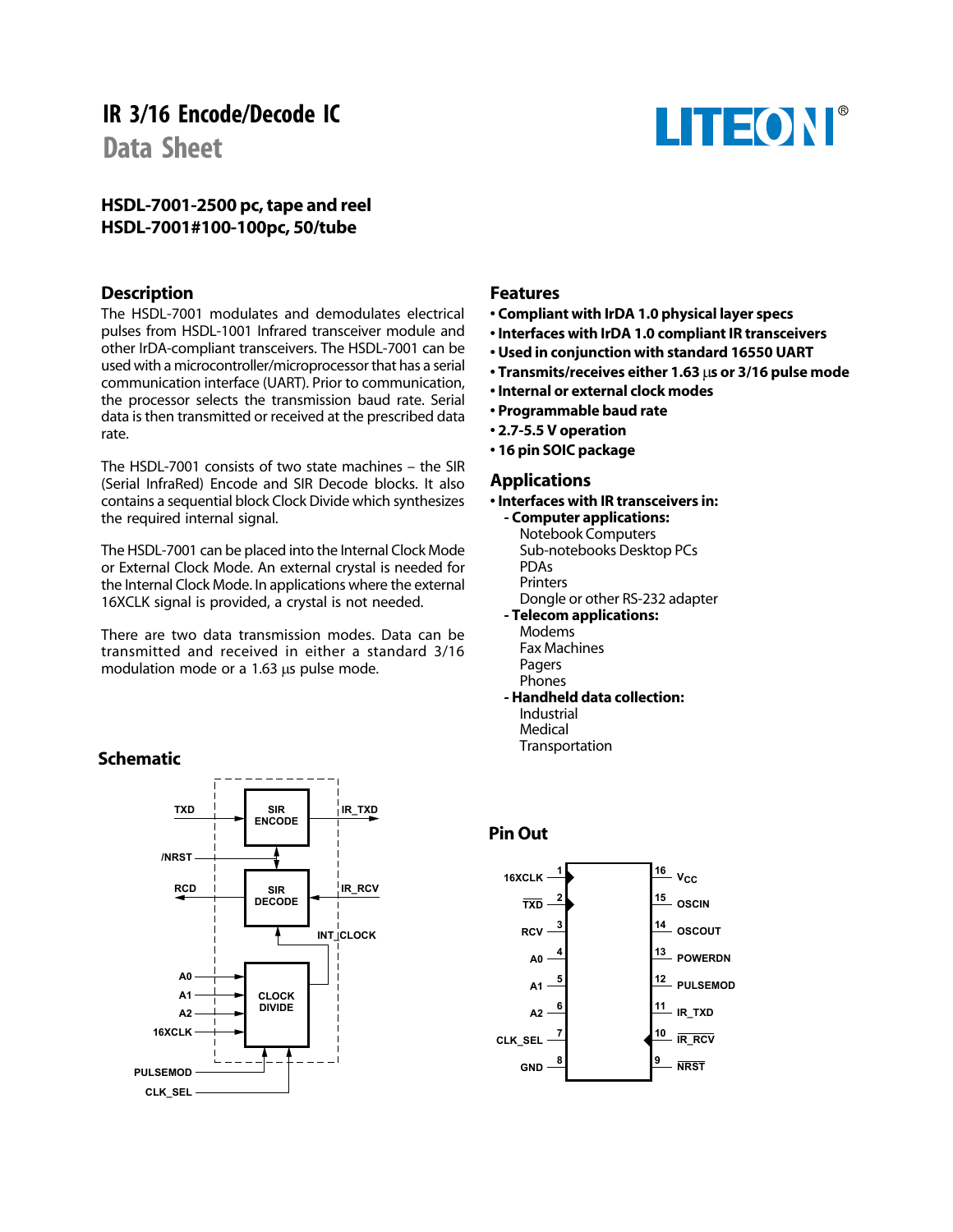# IR 3/16 Encode/Decode IC

## Data Sheet

**HSDL-7001-2500 pc, tape and reel**
**HSDL-7001#100-100pc, 50/tube**

## Description

The HSDL-7001 modulates and demodulates electrical pulses from HSDL-1001 Infrared transceiver module and other IrDA-compliant transceivers. The HSDL-7001 can be used with a microcontroller/microprocessor that has a serial communication interface (UART). Prior to communication, the processor selects the transmission baud rate. Serial data is then transmitted or received at the prescribed data rate.

The HSDL-7001 consists of two state machines – the SIR (Serial InfraRed) Encode and SIR Decode blocks. It also contains a sequential block Clock Divide which synthesizes the required internal signal.

The HSDL-7001 can be placed into the Internal Clock Mode or External Clock Mode. An external crystal is needed for the Internal Clock Mode. In applications where the external 16XCLK signal is provided, a crystal is not needed.

There are two data transmission modes. Data can be transmitted and received in either a standard 3/16 modulation mode or a 1.63 µs pulse mode.

## Features

- **Compliant with IrDA 1.0 physical layer specs**
- **Interfaces with IrDA 1.0 compliant IR transceivers**
- **Used in conjunction with standard 16550 UART**
- **Transmits/receives either 1.63 µs or 3/16 pulse mode**
- **Internal or external clock modes**
- **Programmable baud rate**
- **2.7-5.5 V operation**
- **16 pin SOIC package**

## Applications

- **Interfaces with IR transceivers in:**
  - **Computer applications:**
    - Notebook Computers
    - Sub-notebooks Desktop PCs
    - PDAs
    - Printers
    - Dongle or other RS-232 adapter
  - **Telecom applications:**
    - Modems
    - Fax Machines
    - Pagers
    - Phones
  - **Handheld data collection:**
    - Industrial
    - Medical
    - Transportation

## Schematic

TXD
SIR ENCODE
IR_TXD
/NRST
RCD
SIR DECODE
IR_RCV
INT_CLOCK
A0
A1
A2
16XCLK
CLOCK DIVIDE
PULSEMOD
CLK_SEL

## Pin Out

| Pin | Name | Pin | Name |
|---|---|---|---|
| 1 | 16XCLK | 16 | $V_{CC}$ |
| 2 | $\overline{TXD}$ | 15 | OSCIN |
| 3 | RCV | 14 | OSCOUT |
| 4 | A0 | 13 | POWERDN |
| 5 | A1 | 12 | PULSEMOD |
| 6 | A2 | 11 | IR_TXD |
| 7 | CLK_SEL | 10 | $\overline{IR\_RCV}$ |
| 8 | GND | 9 | $\overline{NRST}$ |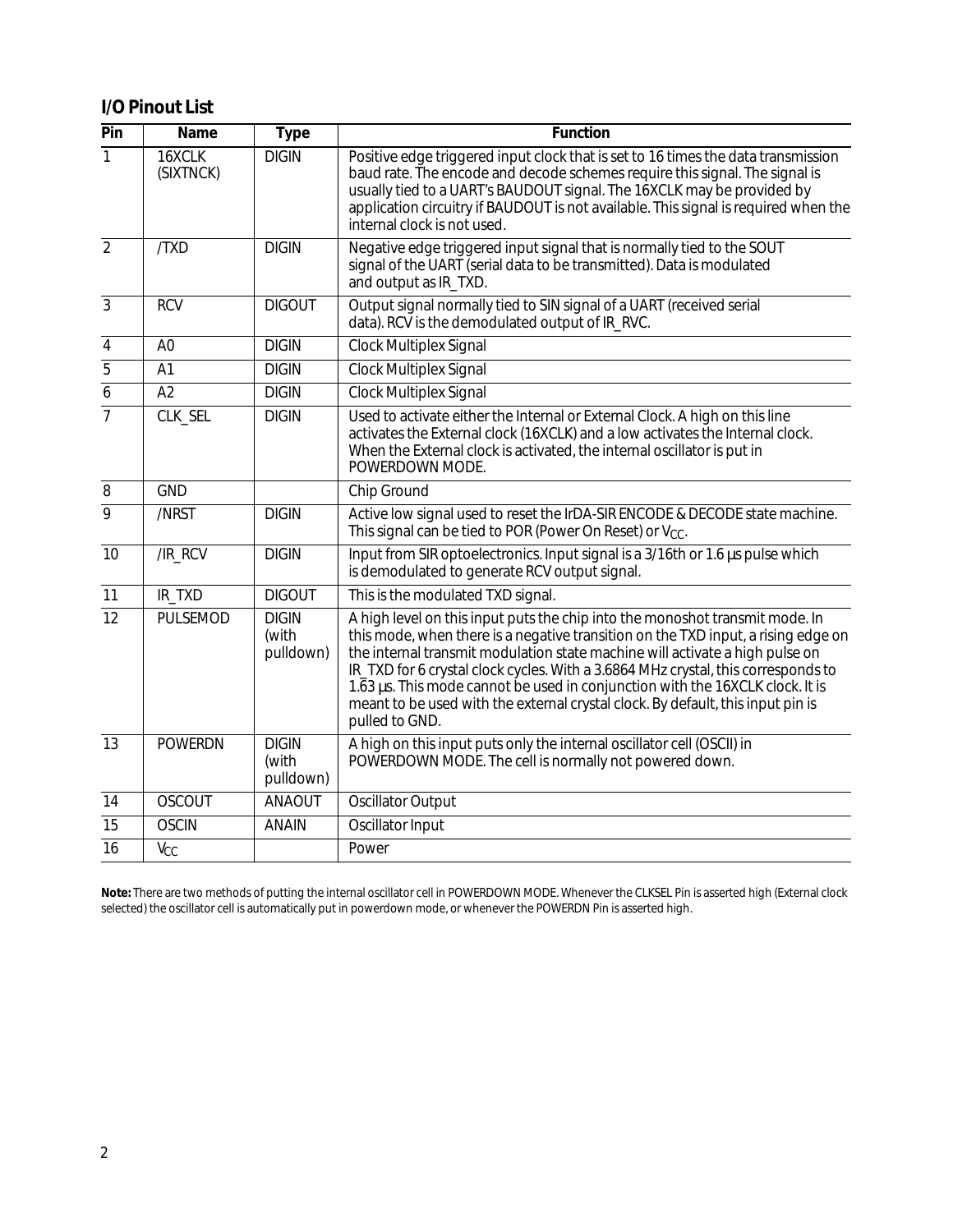### I/O Pinout List

| Pin | Name | Type | Function |
|---|---|---|---|
| 1 | 16XCLK (SIXTNCK) | DIGIN | Positive edge triggered input clock that is set to 16 times the data transmission baud rate. The encode and decode schemes require this signal. The signal is usually tied to a UART's BAUDOUT signal. The 16XCLK may be provided by application circuitry if BAUDOUT is not available. This signal is required when the internal clock is not used. |
| 2 | /TXD | DIGIN | Negative edge triggered input signal that is normally tied to the SOUT signal of the UART (serial data to be transmitted). Data is modulated and output as IR_TXD. |
| 3 | RCV | DIGOUT | Output signal normally tied to SIN signal of a UART (received serial data). RCV is the demodulated output of IR_RVC. |
| 4 | A0 | DIGIN | Clock Multiplex Signal |
| 5 | A1 | DIGIN | Clock Multiplex Signal |
| 6 | A2 | DIGIN | Clock Multiplex Signal |
| 7 | CLK_SEL | DIGIN | Used to activate either the Internal or External Clock. A high on this line activates the External clock (16XCLK) and a low activates the Internal clock. When the External clock is activated, the internal oscillator is put in POWERDOWN MODE. |
| 8 | GND | | Chip Ground |
| 9 | /NRST | DIGIN | Active low signal used to reset the IrDA-SIR ENCODE & DECODE state machine. This signal can be tied to POR (Power On Reset) or $V_{CC}$. |
| 10 | /IR_RCV | DIGIN | Input from SIR optoelectronics. Input signal is a 3/16th or 1.6 µs pulse which is demodulated to generate RCV output signal. |
| 11 | IR_TXD | DIGOUT | This is the modulated TXD signal. |
| 12 | PULSEMOD | DIGIN (with pulldown) | A high level on this input puts the chip into the monoshot transmit mode. In this mode, when there is a negative transition on the TXD input, a rising edge on the internal transmit modulation state machine will activate a high pulse on IR_TXD for 6 crystal clock cycles. With a 3.6864 MHz crystal, this corresponds to 1.63 µs. This mode cannot be used in conjunction with the 16XCLK clock. It is meant to be used with the external crystal clock. By default, this input pin is pulled to GND. |
| 13 | POWERDN | DIGIN (with pulldown) | A high on this input puts only the internal oscillator cell (OSCII) in POWERDOWN MODE. The cell is normally not powered down. |
| 14 | OSCOUT | ANAOUT | Oscillator Output |
| 15 | OSCIN | ANAIN | Oscillator Input |
| 16 | $V_{CC}$ | | Power |

**Note:** There are two methods of putting the internal oscillator cell in POWERDOWN MODE. Whenever the CLKSEL Pin is asserted high (External clock selected) the oscillator cell is automatically put in powerdown mode, or whenever the POWERDN Pin is asserted high.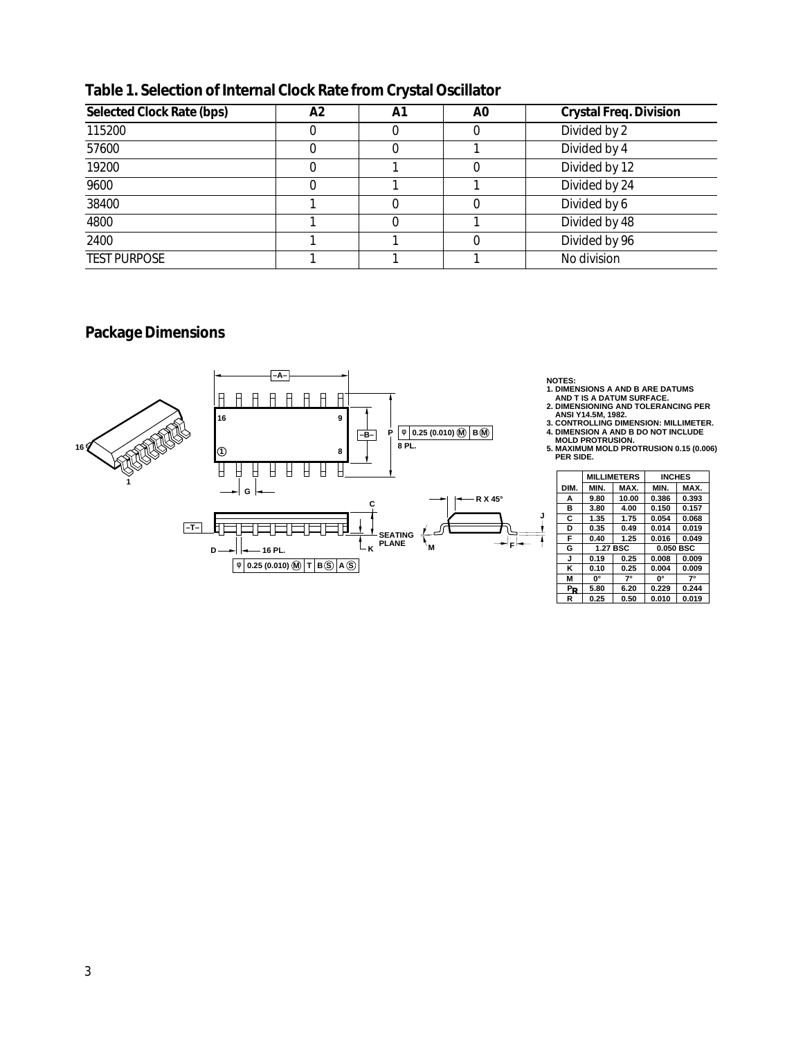## Table 1. Selection of Internal Clock Rate from Crystal Oscillator

| Selected Clock Rate (bps) | A2 | A1 | A0 | Crystal Freq. Division |
|---|---|---|---|---|
| 115200 | 0 | 0 | 0 | Divided by 2 |
| 57600 | 0 | 0 | 1 | Divided by 4 |
| 19200 | 0 | 1 | 0 | Divided by 12 |
| 9600 | 0 | 1 | 1 | Divided by 24 |
| 38400 | 1 | 0 | 0 | Divided by 6 |
| 4800 | 1 | 0 | 1 | Divided by 48 |
| 2400 | 1 | 1 | 0 | Divided by 96 |
| TEST PURPOSE | 1 | 1 | 1 | No division |

## Package Dimensions

–A–
16
9
1
8
–B–
P
φ 0.25 (0.010) Ⓜ B Ⓜ
8 PL.
G
C
–T–
SEATING PLANE
K
D
16 PL.
φ 0.25 (0.010) Ⓜ T B Ⓢ A Ⓢ
R X 45°
J
M
F

NOTES:
1. DIMENSIONS A AND B ARE DATUMS AND T IS A DATUM SURFACE.
2. DIMENSIONING AND TOLERANCING PER ANSI Y14.5M, 1982.
3. CONTROLLING DIMENSION: MILLIMETER.
4. DIMENSION A AND B DO NOT INCLUDE MOLD PROTRUSION.
5. MAXIMUM MOLD PROTRUSION 0.15 (0.006) PER SIDE.

| | MILLIMETERS | | INCHES | |
|---|---|---|---|---|
| DIM. | MIN. | MAX. | MIN. | MAX. |
| A | 9.80 | 10.00 | 0.386 | 0.393 |
| B | 3.80 | 4.00 | 0.150 | 0.157 |
| C | 1.35 | 1.75 | 0.054 | 0.068 |
| D | 0.35 | 0.49 | 0.014 | 0.019 |
| F | 0.40 | 1.25 | 0.016 | 0.049 |
| G | 1.27 BSC | | 0.050 BSC | |
| J | 0.19 | 0.25 | 0.008 | 0.009 |
| K | 0.10 | 0.25 | 0.004 | 0.009 |
| M | 0° | 7° | 0° | 7° |
| P | 5.80 | 6.20 | 0.229 | 0.244 |
| R | 0.25 | 0.50 | 0.010 | 0.019 |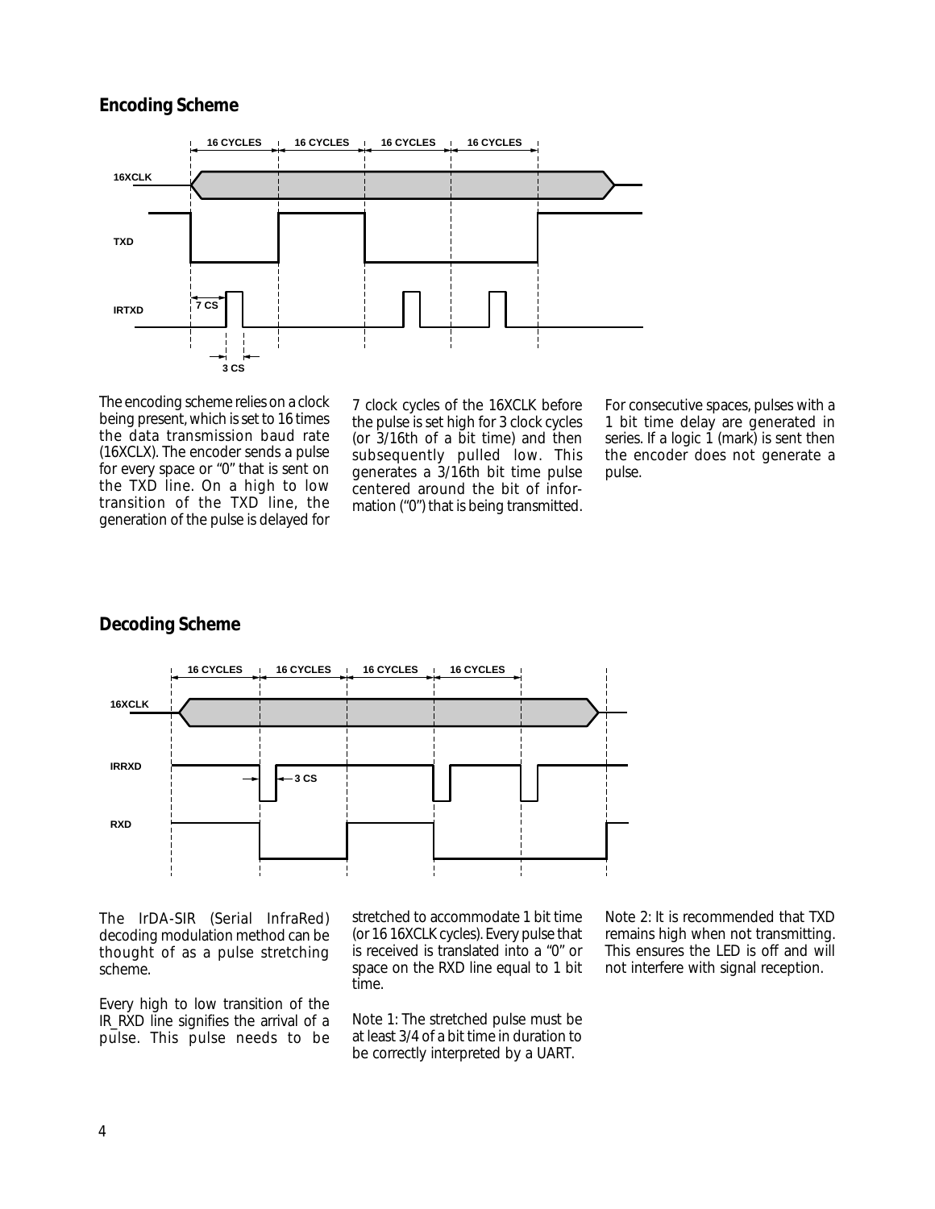## Encoding Scheme

16 CYCLES 16 CYCLES 16 CYCLES 16 CYCLES

16XCLK

TXD

IRTXD

7 CS

3 CS

The encoding scheme relies on a clock being present, which is set to 16 times the data transmission baud rate (16XCLX). The encoder sends a pulse for every space or "0" that is sent on the TXD line. On a high to low transition of the TXD line, the generation of the pulse is delayed for 7 clock cycles of the 16XCLK before the pulse is set high for 3 clock cycles (or 3/16th of a bit time) and then subsequently pulled low. This generates a 3/16th bit time pulse centered around the bit of information ("0") that is being transmitted.

For consecutive spaces, pulses with a 1 bit time delay are generated in series. If a logic 1 (mark) is sent then the encoder does not generate a pulse.

## Decoding Scheme

16 CYCLES 16 CYCLES 16 CYCLES 16 CYCLES

16XCLK

IRRXD

3 CS

RXD

The IrDA-SIR (Serial InfraRed) decoding modulation method can be thought of as a pulse stretching scheme.

Every high to low transition of the IR_RXD line signifies the arrival of a pulse. This pulse needs to be stretched to accommodate 1 bit time (or 16 16XCLK cycles). Every pulse that is received is translated into a "0" or space on the RXD line equal to 1 bit time.

Note 1: The stretched pulse must be at least 3/4 of a bit time in duration to be correctly interpreted by a UART.

Note 2: It is recommended that TXD remains high when not transmitting. This ensures the LED is off and will not interfere with signal reception.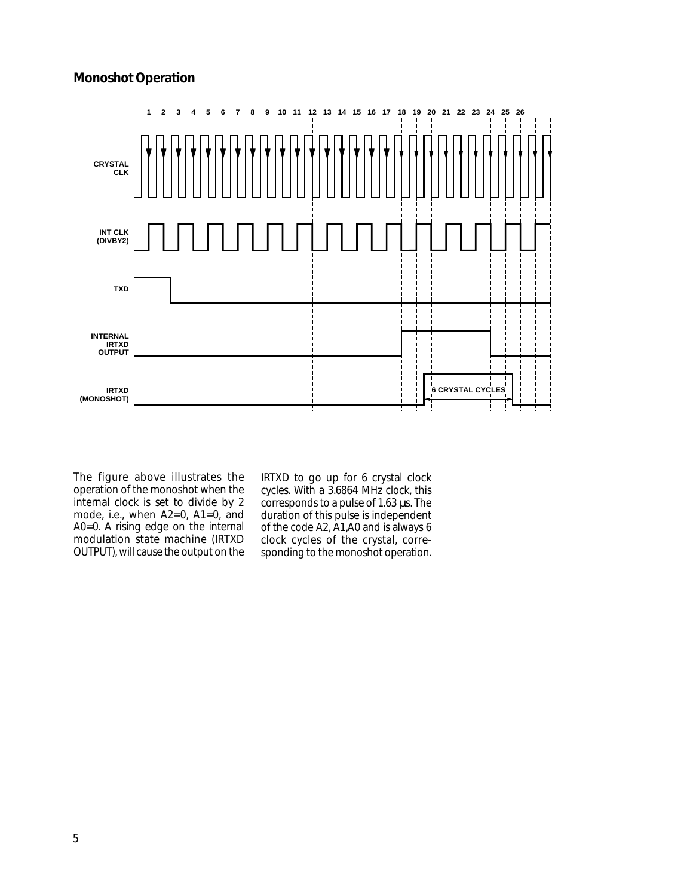## Monoshot Operation

The figure above illustrates the operation of the monoshot when the internal clock is set to divide by 2 mode, i.e., when A2=0, A1=0, and A0=0. A rising edge on the internal modulation state machine (IRTXD OUTPUT), will cause the output on the IRTXD to go up for 6 crystal clock cycles. With a 3.6864 MHz clock, this corresponds to a pulse of 1.63 µs. The duration of this pulse is independent of the code A2, A1,A0 and is always 6 clock cycles of the crystal, corresponding to the monoshot operation.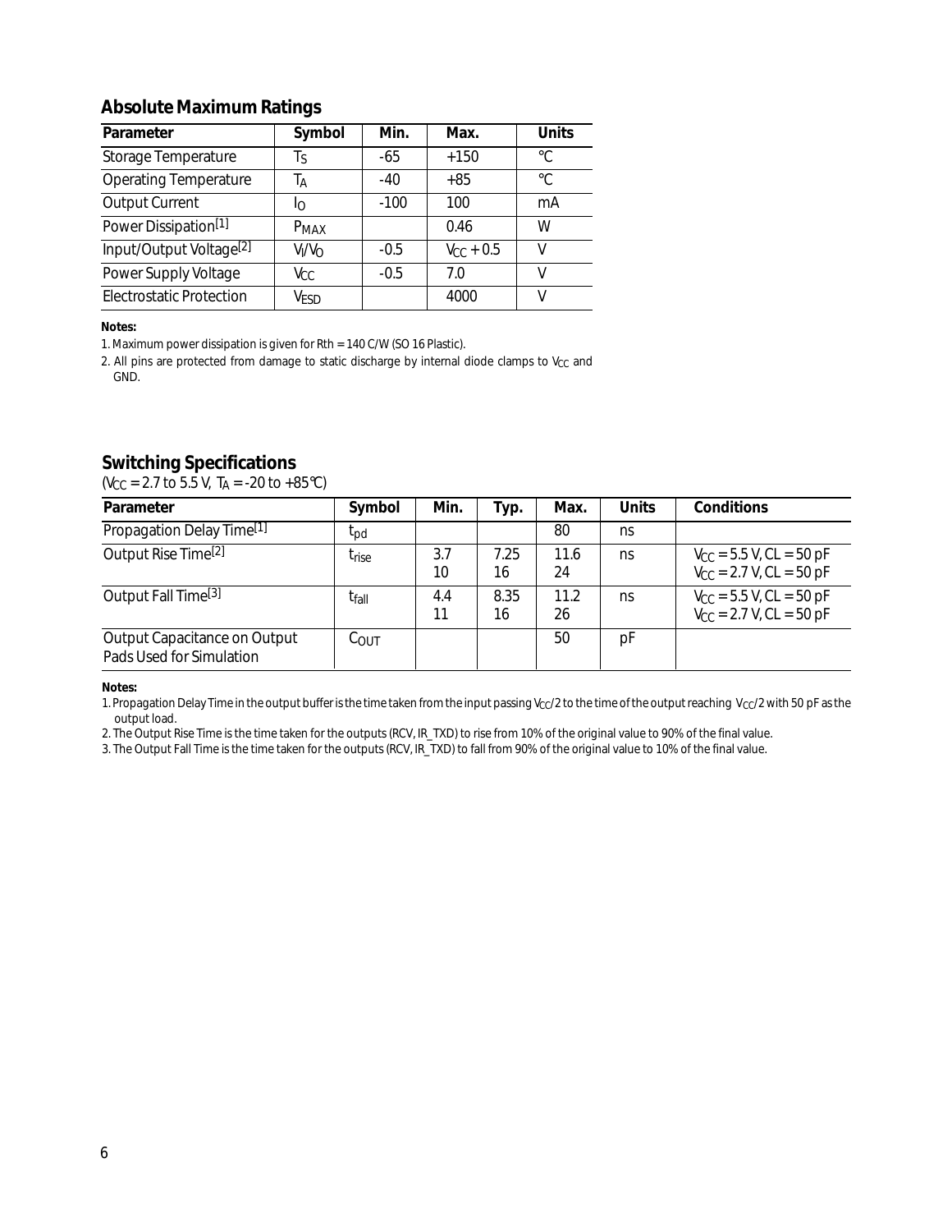## Absolute Maximum Ratings

| Parameter | Symbol | Min. | Max. | Units |
|---|---|---|---|---|
| Storage Temperature | $T_S$ | -65 | +150 | °C |
| Operating Temperature | $T_A$ | -40 | +85 | °C |
| Output Current | $I_O$ | -100 | 100 | mA |
| Power Dissipation[1] | $P_{MAX}$ | | 0.46 | W |
| Input/Output Voltage[2] | $V_I/V_O$ | -0.5 | $V_{CC}$ + 0.5 | V |
| Power Supply Voltage | $V_{CC}$ | -0.5 | 7.0 | V |
| Electrostatic Protection | $V_{ESD}$ | | 4000 | V |

**Notes:**

1. Maximum power dissipation is given for Rth = 140 C/W (SO 16 Plastic).
2. All pins are protected from damage to static discharge by internal diode clamps to $V_{CC}$ and GND.

## Switching Specifications

($V_{CC}$ = 2.7 to 5.5 V, $T_A$ = -20 to +85°C)

| Parameter | Symbol | Min. | Typ. | Max. | Units | Conditions |
|---|---|---|---|---|---|---|
| Propagation Delay Time[1] | $t_{pd}$ | | | 80 | ns | |
| Output Rise Time[2] | $t_{rise}$ | 3.7<br>10 | 7.25<br>16 | 11.6<br>24 | ns | $V_{CC}$ = 5.5 V, CL = 50 pF<br>$V_{CC}$ = 2.7 V, CL = 50 pF |
| Output Fall Time[3] | $t_{fall}$ | 4.4<br>11 | 8.35<br>16 | 11.2<br>26 | ns | $V_{CC}$ = 5.5 V, CL = 50 pF<br>$V_{CC}$ = 2.7 V, CL = 50 pF |
| Output Capacitance on Output Pads Used for Simulation | $C_{OUT}$ | | | 50 | pF | |

**Notes:**

1. Propagation Delay Time in the output buffer is the time taken from the input passing $V_{CC}/2$ to the time of the output reaching $V_{CC}/2$ with 50 pF as the output load.
2. The Output Rise Time is the time taken for the outputs (RCV, IR_TXD) to rise from 10% of the original value to 90% of the final value.
3. The Output Fall Time is the time taken for the outputs (RCV, IR_TXD) to fall from 90% of the original value to 10% of the final value.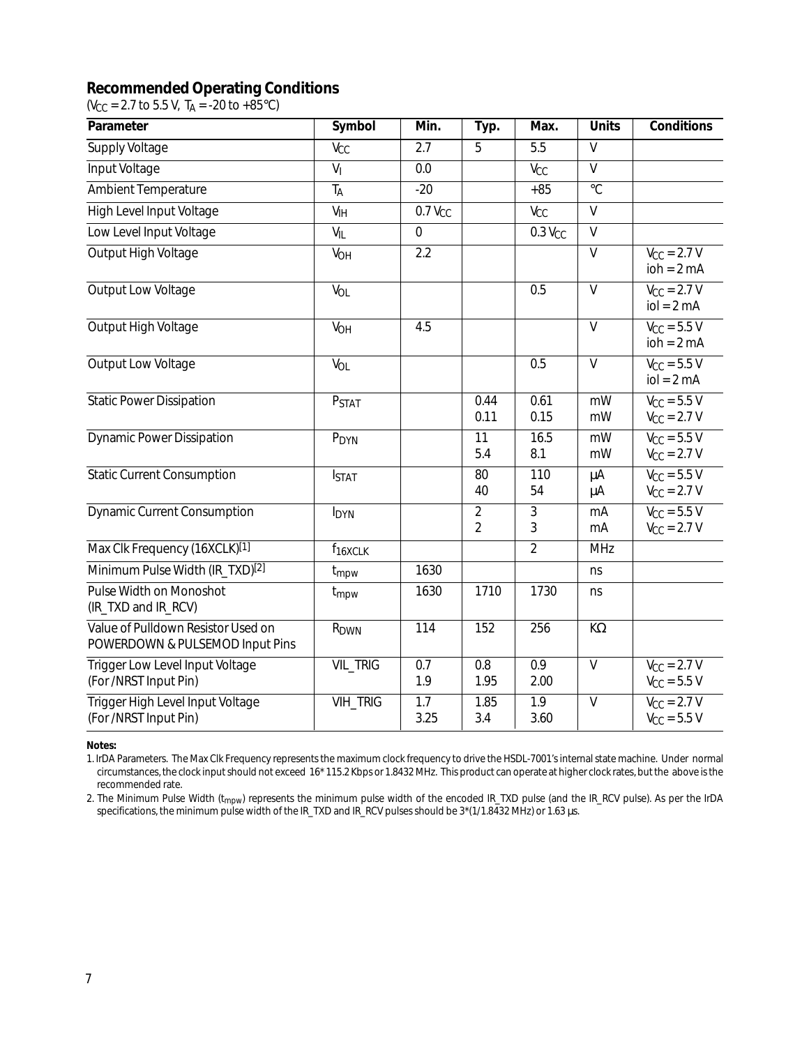## Recommended Operating Conditions

($V_{CC}$ = 2.7 to 5.5 V, $T_A$ = -20 to +85°C)

| Parameter | Symbol | Min. | Typ. | Max. | Units | Conditions |
|---|---|---|---|---|---|---|
| Supply Voltage | $V_{CC}$ | 2.7 | 5 | 5.5 | V | |
| Input Voltage | $V_I$ | 0.0 | | $V_{CC}$ | V | |
| Ambient Temperature | $T_A$ | -20 | | +85 | °C | |
| High Level Input Voltage | $V_{IH}$ | 0.7 $V_{CC}$ | | $V_{CC}$ | V | |
| Low Level Input Voltage | $V_{IL}$ | 0 | | 0.3 $V_{CC}$ | V | |
| Output High Voltage | $V_{OH}$ | 2.2 | | | V | $V_{CC}$ = 2.7 V<br>ioh = 2 mA |
| Output Low Voltage | $V_{OL}$ | | | 0.5 | V | $V_{CC}$ = 2.7 V<br>iol = 2 mA |
| Output High Voltage | $V_{OH}$ | 4.5 | | | V | $V_{CC}$ = 5.5 V<br>ioh = 2 mA |
| Output Low Voltage | $V_{OL}$ | | | 0.5 | V | $V_{CC}$ = 5.5 V<br>iol = 2 mA |
| Static Power Dissipation | $P_{STAT}$ | | 0.44<br>0.11 | 0.61<br>0.15 | mW<br>mW | $V_{CC}$ = 5.5 V<br>$V_{CC}$ = 2.7 V |
| Dynamic Power Dissipation | $P_{DYN}$ | | 11<br>5.4 | 16.5<br>8.1 | mW<br>mW | $V_{CC}$ = 5.5 V<br>$V_{CC}$ = 2.7 V |
| Static Current Consumption | $I_{STAT}$ | | 80<br>40 | 110<br>54 | µA<br>µA | $V_{CC}$ = 5.5 V<br>$V_{CC}$ = 2.7 V |
| Dynamic Current Consumption | $I_{DYN}$ | | 2<br>2 | 3<br>3 | mA<br>mA | $V_{CC}$ = 5.5 V<br>$V_{CC}$ = 2.7 V |
| Max Clk Frequency (16XCLK)[1] | $f_{16XCLK}$ | | | 2 | MHz | |
| Minimum Pulse Width (IR_TXD)[2] | $t_{mpw}$ | 1630 | | | ns | |
| Pulse Width on Monoshot (IR_TXD and IR_RCV) | $t_{mpw}$ | 1630 | 1710 | 1730 | ns | |
| Value of Pulldown Resistor Used on POWERDOWN & PULSEMOD Input Pins | $R_{DWN}$ | 114 | 152 | 256 | KΩ | |
| Trigger Low Level Input Voltage (For /NRST Input Pin) | VIL_TRIG | 0.7<br>1.9 | 0.8<br>1.95 | 0.9<br>2.00 | V | $V_{CC}$ = 2.7 V<br>$V_{CC}$ = 5.5 V |
| Trigger High Level Input Voltage (For /NRST Input Pin) | VIH_TRIG | 1.7<br>3.25 | 1.85<br>3.4 | 1.9<br>3.60 | V | $V_{CC}$ = 2.7 V<br>$V_{CC}$ = 5.5 V |

**Notes:**

1. IrDA Parameters. The Max Clk Frequency represents the maximum clock frequency to drive the HSDL-7001's internal state machine. Under normal circumstances, the clock input should not exceed 16* 115.2 Kbps or 1.8432 MHz. This product can operate at higher clock rates, but the above is the recommended rate.
2. The Minimum Pulse Width ($t_{mpw}$) represents the minimum pulse width of the encoded IR_TXD pulse (and the IR_RCV pulse). As per the IrDA specifications, the minimum pulse width of the IR_TXD and IR_RCV pulses should be 3*(1/1.8432 MHz) or 1.63 µs.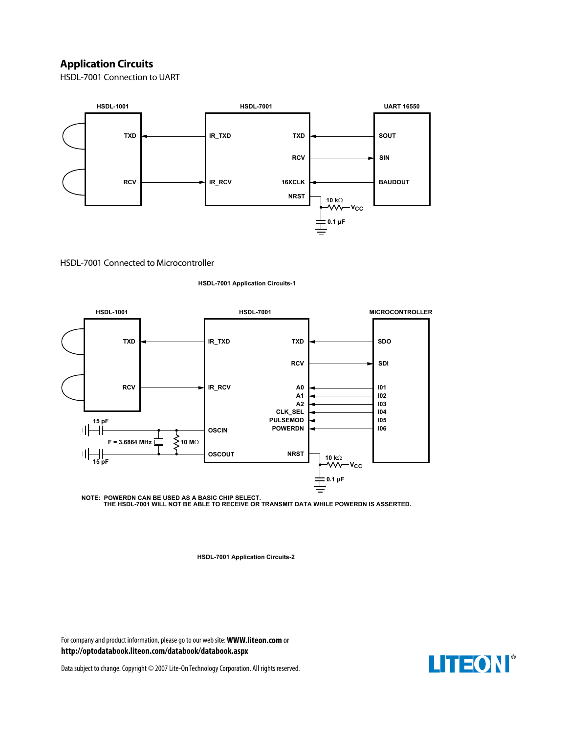## Application Circuits

HSDL-7001 Connection to UART

HSDL-1001

TXD

RCV

HSDL-7001

IR_TXD

IR_RCV

TXD

RCV

16XCLK

NRST

10 kΩ

$V_{CC}$

0.1 µF

UART 16550

SOUT

SIN

BAUDOUT

HSDL-7001 Connected to Microcontroller

HSDL-7001 Application Circuits-1

HSDL-1001

TXD

RCV

15 pF

F = 3.6864 MHz

10 MΩ

15 pF

HSDL-7001

IR_TXD

IR_RCV

OSCIN

OSCOUT

TXD

RCV

A0

A1

A2

CLK_SEL

PULSEMOD

POWERDN

NRST

10 kΩ

$V_{CC}$

0.1 µF

MICROCONTROLLER

SDO

SDI

I01

I02

I03

I04

I05

I06

NOTE: POWERDN CAN BE USED AS A BASIC CHIP SELECT.
THE HSDL-7001 WILL NOT BE ABLE TO RECEIVE OR TRANSMIT DATA WHILE POWERDN IS ASSERTED.

HSDL-7001 Application Circuits-2

For company and product information, please go to our web site: **WWW.liteon.com** or
**http://optodatabook.liteon.com/databook/databook.aspx**

Data subject to change. Copyright © 2007 Lite-On Technology Corporation. All rights reserved.